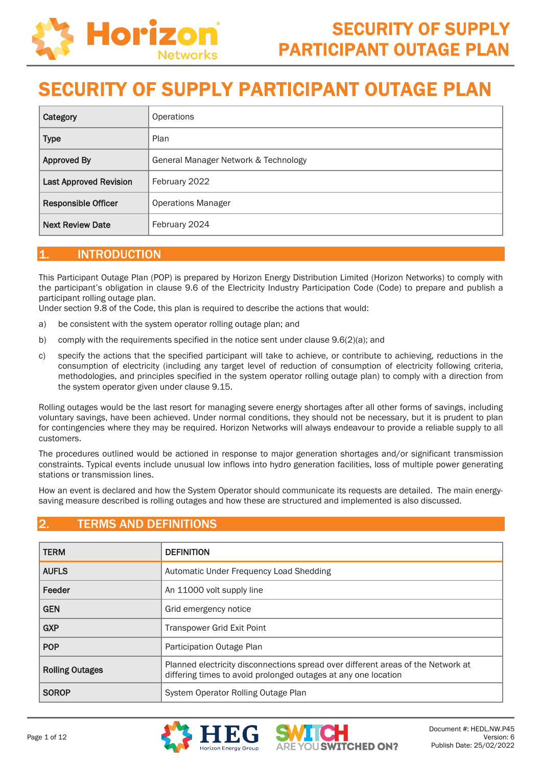# SECURITY OF SUPPLY PARTICIPANT OUTAGE PLAN

| Category | Operations |
|---|---|
| Type | Plan |
| Approved By | General Manager Network & Technology |
| Last Approved Revision | February 2022 |
| Responsible Officer | Operations Manager |
| Next Review Date | February 2024 |

## 1. INTRODUCTION

This Participant Outage Plan (POP) is prepared by Horizon Energy Distribution Limited (Horizon Networks) to comply with the participant's obligation in clause 9.6 of the Electricity Industry Participation Code (Code) to prepare and publish a participant rolling outage plan.
Under section 9.8 of the Code, this plan is required to describe the actions that would:

a) be consistent with the system operator rolling outage plan; and

b) comply with the requirements specified in the notice sent under clause 9.6(2)(a); and

c) specify the actions that the specified participant will take to achieve, or contribute to achieving, reductions in the consumption of electricity (including any target level of reduction of consumption of electricity following criteria, methodologies, and principles specified in the system operator rolling outage plan) to comply with a direction from the system operator given under clause 9.15.

Rolling outages would be the last resort for managing severe energy shortages after all other forms of savings, including voluntary savings, have been achieved. Under normal conditions, they should not be necessary, but it is prudent to plan for contingencies where they may be required. Horizon Networks will always endeavour to provide a reliable supply to all customers.

The procedures outlined would be actioned in response to major generation shortages and/or significant transmission constraints. Typical events include unusual low inflows into hydro generation facilities, loss of multiple power generating stations or transmission lines.

How an event is declared and how the System Operator should communicate its requests are detailed. The main energy-saving measure described is rolling outages and how these are structured and implemented is also discussed.

## 2. TERMS AND DEFINITIONS

| TERM | DEFINITION |
|---|---|
| AUFLS | Automatic Under Frequency Load Shedding |
| Feeder | An 11000 volt supply line |
| GEN | Grid emergency notice |
| GXP | Transpower Grid Exit Point |
| POP | Participation Outage Plan |
| Rolling Outages | Planned electricity disconnections spread over different areas of the Network at differing times to avoid prolonged outages at any one location |
| SOROP | System Operator Rolling Outage Plan |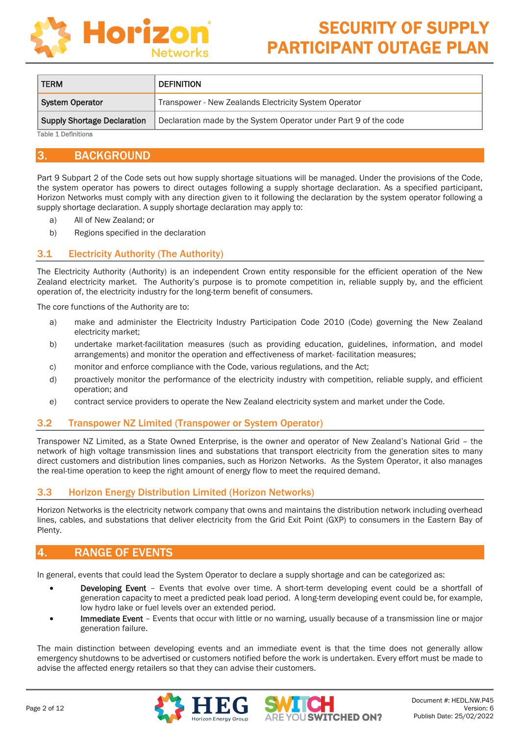| TERM | DEFINITION |
| --- | --- |
| **System Operator** | Transpower - New Zealands Electricity System Operator |
| **Supply Shortage Declaration** | Declaration made by the System Operator under Part 9 of the code |

Table 1 Definitions

# 3. BACKGROUND

Part 9 Subpart 2 of the Code sets out how supply shortage situations will be managed. Under the provisions of the Code, the system operator has powers to direct outages following a supply shortage declaration. As a specified participant, Horizon Networks must comply with any direction given to it following the declaration by the system operator following a supply shortage declaration. A supply shortage declaration may apply to:

a) All of New Zealand; or

b) Regions specified in the declaration

## 3.1 Electricity Authority (The Authority)

The Electricity Authority (Authority) is an independent Crown entity responsible for the efficient operation of the New Zealand electricity market. The Authority's purpose is to promote competition in, reliable supply by, and the efficient operation of, the electricity industry for the long-term benefit of consumers.

The core functions of the Authority are to:

a) make and administer the Electricity Industry Participation Code 2010 (Code) governing the New Zealand electricity market;

b) undertake market-facilitation measures (such as providing education, guidelines, information, and model arrangements) and monitor the operation and effectiveness of market- facilitation measures;

c) monitor and enforce compliance with the Code, various regulations, and the Act;

d) proactively monitor the performance of the electricity industry with competition, reliable supply, and efficient operation; and

e) contract service providers to operate the New Zealand electricity system and market under the Code.

## 3.2 Transpower NZ Limited (Transpower or System Operator)

Transpower NZ Limited, as a State Owned Enterprise, is the owner and operator of New Zealand's National Grid – the network of high voltage transmission lines and substations that transport electricity from the generation sites to many direct customers and distribution lines companies, such as Horizon Networks. As the System Operator, it also manages the real-time operation to keep the right amount of energy flow to meet the required demand.

## 3.3 Horizon Energy Distribution Limited (Horizon Networks)

Horizon Networks is the electricity network company that owns and maintains the distribution network including overhead lines, cables, and substations that deliver electricity from the Grid Exit Point (GXP) to consumers in the Eastern Bay of Plenty.

# 4. RANGE OF EVENTS

In general, events that could lead the System Operator to declare a supply shortage and can be categorized as:

- **Developing Event** – Events that evolve over time. A short-term developing event could be a shortfall of generation capacity to meet a predicted peak load period. A long-term developing event could be, for example, low hydro lake or fuel levels over an extended period.
- **Immediate Event** – Events that occur with little or no warning, usually because of a transmission line or major generation failure.

The main distinction between developing events and an immediate event is that the time does not generally allow emergency shutdowns to be advertised or customers notified before the work is undertaken. Every effort must be made to advise the affected energy retailers so that they can advise their customers.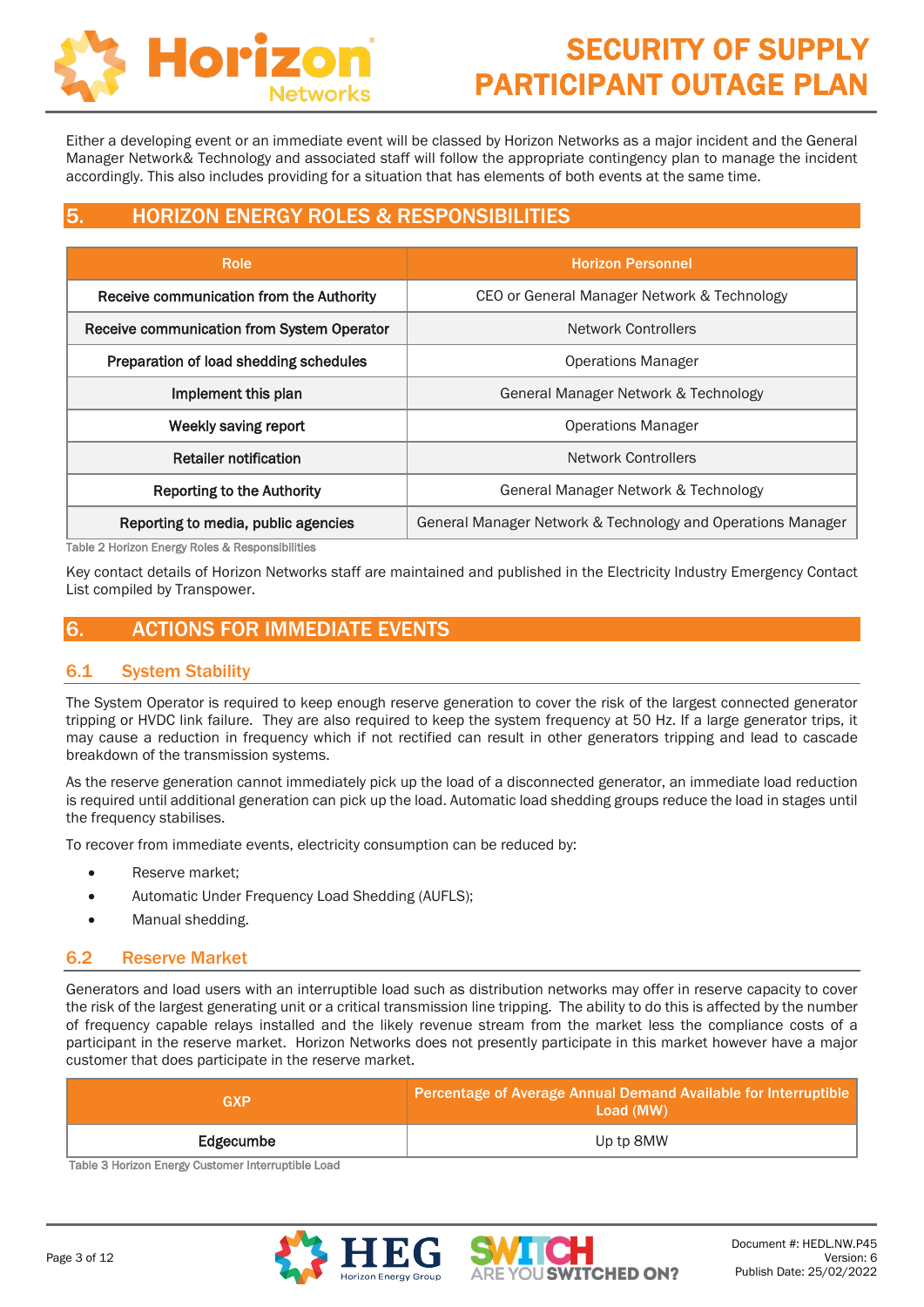Either a developing event or an immediate event will be classed by Horizon Networks as a major incident and the General Manager Network& Technology and associated staff will follow the appropriate contingency plan to manage the incident accordingly. This also includes providing for a situation that has elements of both events at the same time.

## 5. HORIZON ENERGY ROLES & RESPONSIBILITIES

| Role | Horizon Personnel |
|---|---|
| Receive communication from the Authority | CEO or General Manager Network & Technology |
| Receive communication from System Operator | Network Controllers |
| Preparation of load shedding schedules | Operations Manager |
| Implement this plan | General Manager Network & Technology |
| Weekly saving report | Operations Manager |
| Retailer notification | Network Controllers |
| Reporting to the Authority | General Manager Network & Technology |
| Reporting to media, public agencies | General Manager Network & Technology and Operations Manager |

Table 2 Horizon Energy Roles & Responsibilities

Key contact details of Horizon Networks staff are maintained and published in the Electricity Industry Emergency Contact List compiled by Transpower.

## 6. ACTIONS FOR IMMEDIATE EVENTS

### 6.1 System Stability

The System Operator is required to keep enough reserve generation to cover the risk of the largest connected generator tripping or HVDC link failure. They are also required to keep the system frequency at 50 Hz. If a large generator trips, it may cause a reduction in frequency which if not rectified can result in other generators tripping and lead to cascade breakdown of the transmission systems.

As the reserve generation cannot immediately pick up the load of a disconnected generator, an immediate load reduction is required until additional generation can pick up the load. Automatic load shedding groups reduce the load in stages until the frequency stabilises.

To recover from immediate events, electricity consumption can be reduced by:

- Reserve market;
- Automatic Under Frequency Load Shedding (AUFLS);
- Manual shedding.

### 6.2 Reserve Market

Generators and load users with an interruptible load such as distribution networks may offer in reserve capacity to cover the risk of the largest generating unit or a critical transmission line tripping. The ability to do this is affected by the number of frequency capable relays installed and the likely revenue stream from the market less the compliance costs of a participant in the reserve market. Horizon Networks does not presently participate in this market however have a major customer that does participate in the reserve market.

| GXP | Percentage of Average Annual Demand Available for Interruptible Load (MW) |
|---|---|
| Edgecumbe | Up tp 8MW |

Table 3 Horizon Energy Customer Interruptible Load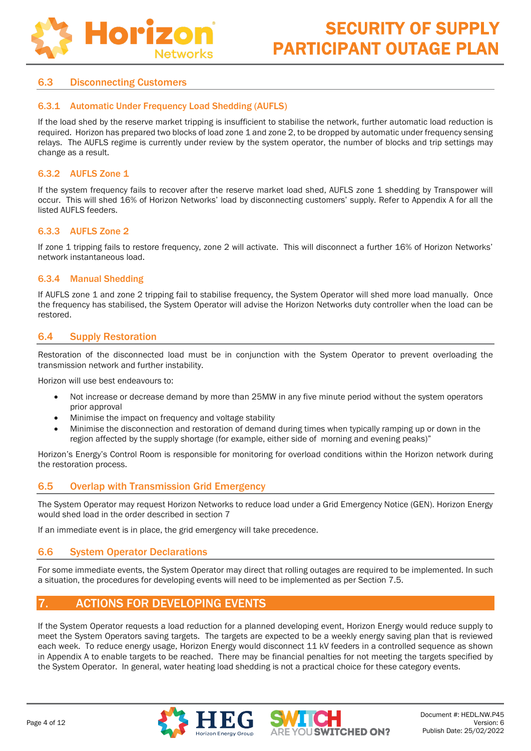### 6.3 Disconnecting Customers

#### 6.3.1 Automatic Under Frequency Load Shedding (AUFLS)

If the load shed by the reserve market tripping is insufficient to stabilise the network, further automatic load reduction is required. Horizon has prepared two blocks of load zone 1 and zone 2, to be dropped by automatic under frequency sensing relays. The AUFLS regime is currently under review by the system operator, the number of blocks and trip settings may change as a result.

#### 6.3.2 AUFLS Zone 1

If the system frequency fails to recover after the reserve market load shed, AUFLS zone 1 shedding by Transpower will occur. This will shed 16% of Horizon Networks' load by disconnecting customers' supply. Refer to Appendix A for all the listed AUFLS feeders.

#### 6.3.3 AUFLS Zone 2

If zone 1 tripping fails to restore frequency, zone 2 will activate. This will disconnect a further 16% of Horizon Networks' network instantaneous load.

#### 6.3.4 Manual Shedding

If AUFLS zone 1 and zone 2 tripping fail to stabilise frequency, the System Operator will shed more load manually. Once the frequency has stabilised, the System Operator will advise the Horizon Networks duty controller when the load can be restored.

### 6.4 Supply Restoration

Restoration of the disconnected load must be in conjunction with the System Operator to prevent overloading the transmission network and further instability.

Horizon will use best endeavours to:

- Not increase or decrease demand by more than 25MW in any five minute period without the system operators prior approval
- Minimise the impact on frequency and voltage stability
- Minimise the disconnection and restoration of demand during times when typically ramping up or down in the region affected by the supply shortage (for example, either side of morning and evening peaks)"

Horizon's Energy's Control Room is responsible for monitoring for overload conditions within the Horizon network during the restoration process.

### 6.5 Overlap with Transmission Grid Emergency

The System Operator may request Horizon Networks to reduce load under a Grid Emergency Notice (GEN). Horizon Energy would shed load in the order described in section 7

If an immediate event is in place, the grid emergency will take precedence.

### 6.6 System Operator Declarations

For some immediate events, the System Operator may direct that rolling outages are required to be implemented. In such a situation, the procedures for developing events will need to be implemented as per Section 7.5.

## 7. ACTIONS FOR DEVELOPING EVENTS

If the System Operator requests a load reduction for a planned developing event, Horizon Energy would reduce supply to meet the System Operators saving targets. The targets are expected to be a weekly energy saving plan that is reviewed each week. To reduce energy usage, Horizon Energy would disconnect 11 kV feeders in a controlled sequence as shown in Appendix A to enable targets to be reached. There may be financial penalties for not meeting the targets specified by the System Operator. In general, water heating load shedding is not a practical choice for these category events.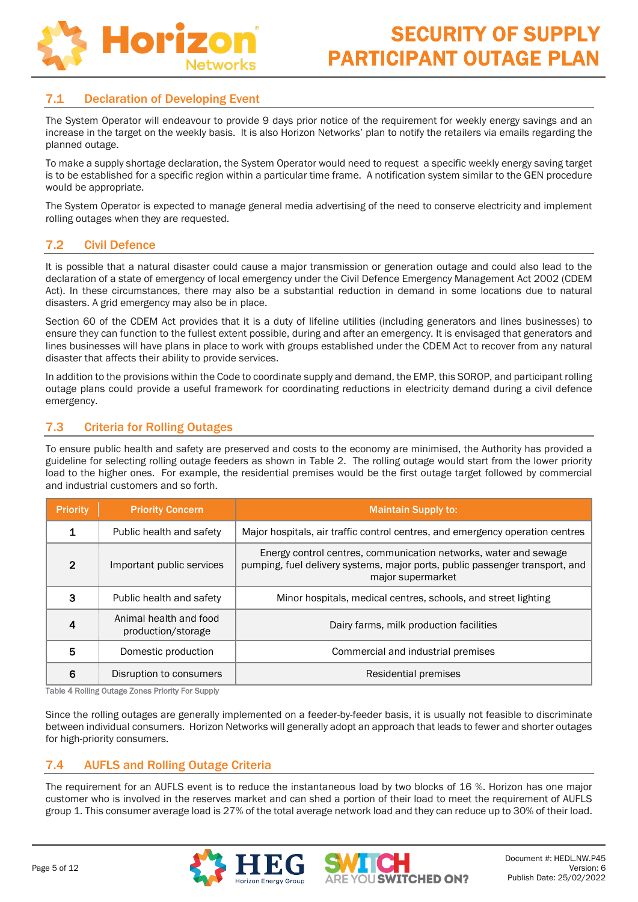## 7.1 Declaration of Developing Event

The System Operator will endeavour to provide 9 days prior notice of the requirement for weekly energy savings and an increase in the target on the weekly basis. It is also Horizon Networks' plan to notify the retailers via emails regarding the planned outage.

To make a supply shortage declaration, the System Operator would need to request a specific weekly energy saving target is to be established for a specific region within a particular time frame. A notification system similar to the GEN procedure would be appropriate.

The System Operator is expected to manage general media advertising of the need to conserve electricity and implement rolling outages when they are requested.

## 7.2 Civil Defence

It is possible that a natural disaster could cause a major transmission or generation outage and could also lead to the declaration of a state of emergency of local emergency under the Civil Defence Emergency Management Act 2002 (CDEM Act). In these circumstances, there may also be a substantial reduction in demand in some locations due to natural disasters. A grid emergency may also be in place.

Section 60 of the CDEM Act provides that it is a duty of lifeline utilities (including generators and lines businesses) to ensure they can function to the fullest extent possible, during and after an emergency. It is envisaged that generators and lines businesses will have plans in place to work with groups established under the CDEM Act to recover from any natural disaster that affects their ability to provide services.

In addition to the provisions within the Code to coordinate supply and demand, the EMP, this SOROP, and participant rolling outage plans could provide a useful framework for coordinating reductions in electricity demand during a civil defence emergency.

## 7.3 Criteria for Rolling Outages

To ensure public health and safety are preserved and costs to the economy are minimised, the Authority has provided a guideline for selecting rolling outage feeders as shown in Table 2. The rolling outage would start from the lower priority load to the higher ones. For example, the residential premises would be the first outage target followed by commercial and industrial customers and so forth.

| Priority | Priority Concern | Maintain Supply to: |
|---|---|---|
| 1 | Public health and safety | Major hospitals, air traffic control centres, and emergency operation centres |
| 2 | Important public services | Energy control centres, communication networks, water and sewage pumping, fuel delivery systems, major ports, public passenger transport, and major supermarket |
| 3 | Public health and safety | Minor hospitals, medical centres, schools, and street lighting |
| 4 | Animal health and food production/storage | Dairy farms, milk production facilities |
| 5 | Domestic production | Commercial and industrial premises |
| 6 | Disruption to consumers | Residential premises |

Table 4 Rolling Outage Zones Priority For Supply

Since the rolling outages are generally implemented on a feeder-by-feeder basis, it is usually not feasible to discriminate between individual consumers. Horizon Networks will generally adopt an approach that leads to fewer and shorter outages for high-priority consumers.

## 7.4 AUFLS and Rolling Outage Criteria

The requirement for an AUFLS event is to reduce the instantaneous load by two blocks of 16 %. Horizon has one major customer who is involved in the reserves market and can shed a portion of their load to meet the requirement of AUFLS group 1. This consumer average load is 27% of the total average network load and they can reduce up to 30% of their load.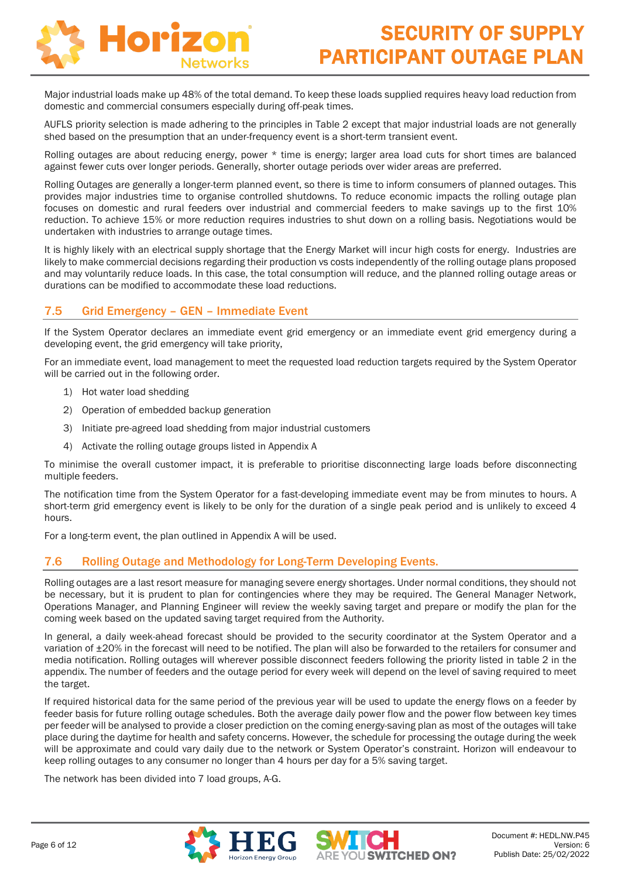Major industrial loads make up 48% of the total demand. To keep these loads supplied requires heavy load reduction from domestic and commercial consumers especially during off-peak times.

AUFLS priority selection is made adhering to the principles in Table 2 except that major industrial loads are not generally shed based on the presumption that an under-frequency event is a short-term transient event.

Rolling outages are about reducing energy, power * time is energy; larger area load cuts for short times are balanced against fewer cuts over longer periods. Generally, shorter outage periods over wider areas are preferred.

Rolling Outages are generally a longer-term planned event, so there is time to inform consumers of planned outages. This provides major industries time to organise controlled shutdowns. To reduce economic impacts the rolling outage plan focuses on domestic and rural feeders over industrial and commercial feeders to make savings up to the first 10% reduction. To achieve 15% or more reduction requires industries to shut down on a rolling basis. Negotiations would be undertaken with industries to arrange outage times.

It is highly likely with an electrical supply shortage that the Energy Market will incur high costs for energy. Industries are likely to make commercial decisions regarding their production vs costs independently of the rolling outage plans proposed and may voluntarily reduce loads. In this case, the total consumption will reduce, and the planned rolling outage areas or durations can be modified to accommodate these load reductions.

## 7.5 Grid Emergency – GEN – Immediate Event

If the System Operator declares an immediate event grid emergency or an immediate event grid emergency during a developing event, the grid emergency will take priority,

For an immediate event, load management to meet the requested load reduction targets required by the System Operator will be carried out in the following order.

1) Hot water load shedding
2) Operation of embedded backup generation
3) Initiate pre-agreed load shedding from major industrial customers
4) Activate the rolling outage groups listed in Appendix A

To minimise the overall customer impact, it is preferable to prioritise disconnecting large loads before disconnecting multiple feeders.

The notification time from the System Operator for a fast-developing immediate event may be from minutes to hours. A short-term grid emergency event is likely to be only for the duration of a single peak period and is unlikely to exceed 4 hours.

For a long-term event, the plan outlined in Appendix A will be used.

## 7.6 Rolling Outage and Methodology for Long-Term Developing Events.

Rolling outages are a last resort measure for managing severe energy shortages. Under normal conditions, they should not be necessary, but it is prudent to plan for contingencies where they may be required. The General Manager Network, Operations Manager, and Planning Engineer will review the weekly saving target and prepare or modify the plan for the coming week based on the updated saving target required from the Authority.

In general, a daily week-ahead forecast should be provided to the security coordinator at the System Operator and a variation of ±20% in the forecast will need to be notified. The plan will also be forwarded to the retailers for consumer and media notification. Rolling outages will wherever possible disconnect feeders following the priority listed in table 2 in the appendix. The number of feeders and the outage period for every week will depend on the level of saving required to meet the target.

If required historical data for the same period of the previous year will be used to update the energy flows on a feeder by feeder basis for future rolling outage schedules. Both the average daily power flow and the power flow between key times per feeder will be analysed to provide a closer prediction on the coming energy-saving plan as most of the outages will take place during the daytime for health and safety concerns. However, the schedule for processing the outage during the week will be approximate and could vary daily due to the network or System Operator's constraint. Horizon will endeavour to keep rolling outages to any consumer no longer than 4 hours per day for a 5% saving target.

The network has been divided into 7 load groups, A-G.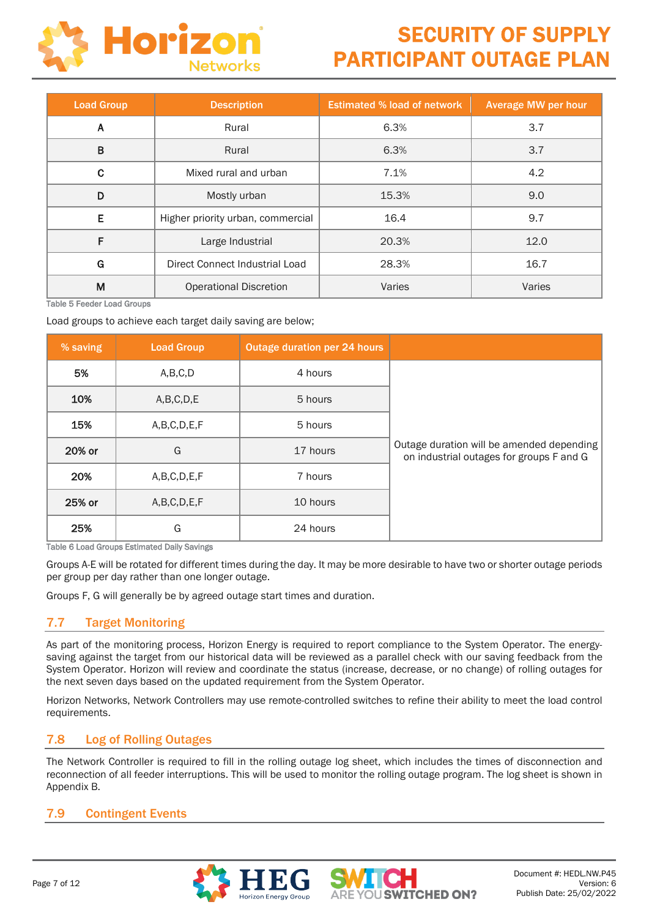| Load Group | Description | Estimated % load of network | Average MW per hour |
|---|---|---|---|
| A | Rural | 6.3% | 3.7 |
| B | Rural | 6.3% | 3.7 |
| C | Mixed rural and urban | 7.1% | 4.2 |
| D | Mostly urban | 15.3% | 9.0 |
| E | Higher priority urban, commercial | 16.4 | 9.7 |
| F | Large Industrial | 20.3% | 12.0 |
| G | Direct Connect Industrial Load | 28.3% | 16.7 |
| M | Operational Discretion | Varies | Varies |

Table 5 Feeder Load Groups

Load groups to achieve each target daily saving are below;

| % saving | Load Group | Outage duration per 24 hours | |
|---|---|---|---|
| **5%** | A,B,C,D | 4 hours | Outage duration will be amended depending on industrial outages for groups F and G |
| **10%** | A,B,C,D,E | 5 hours | |
| **15%** | A,B,C,D,E,F | 5 hours | |
| **20% or** | G | 17 hours | |
| **20%** | A,B,C,D,E,F | 7 hours | |
| **25% or** | A,B,C,D,E,F | 10 hours | |
| **25%** | G | 24 hours | |

Table 6 Load Groups Estimated Daily Savings

Groups A-E will be rotated for different times during the day. It may be more desirable to have two or shorter outage periods per group per day rather than one longer outage.

Groups F, G will generally be by agreed outage start times and duration.

## 7.7 Target Monitoring

As part of the monitoring process, Horizon Energy is required to report compliance to the System Operator. The energy-saving against the target from our historical data will be reviewed as a parallel check with our saving feedback from the System Operator. Horizon will review and coordinate the status (increase, decrease, or no change) of rolling outages for the next seven days based on the updated requirement from the System Operator.

Horizon Networks, Network Controllers may use remote-controlled switches to refine their ability to meet the load control requirements.

## 7.8 Log of Rolling Outages

The Network Controller is required to fill in the rolling outage log sheet, which includes the times of disconnection and reconnection of all feeder interruptions. This will be used to monitor the rolling outage program. The log sheet is shown in Appendix B.

## 7.9 Contingent Events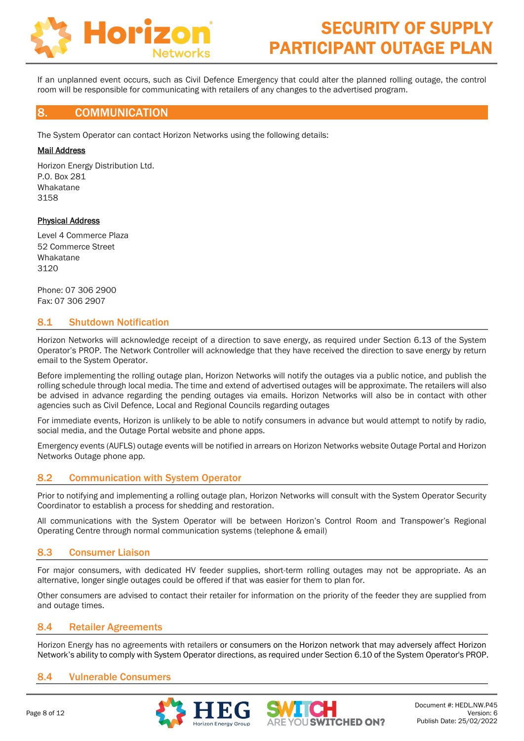If an unplanned event occurs, such as Civil Defence Emergency that could alter the planned rolling outage, the control room will be responsible for communicating with retailers of any changes to the advertised program.

## 8. COMMUNICATION

The System Operator can contact Horizon Networks using the following details:

Mail Address

Horizon Energy Distribution Ltd.
P.O. Box 281
Whakatane
3158

Physical Address

Level 4 Commerce Plaza
52 Commerce Street
Whakatane
3120

Phone: 07 306 2900
Fax: 07 306 2907

### 8.1 Shutdown Notification

Horizon Networks will acknowledge receipt of a direction to save energy, as required under Section 6.13 of the System Operator's PROP. The Network Controller will acknowledge that they have received the direction to save energy by return email to the System Operator.

Before implementing the rolling outage plan, Horizon Networks will notify the outages via a public notice, and publish the rolling schedule through local media. The time and extend of advertised outages will be approximate. The retailers will also be advised in advance regarding the pending outages via emails. Horizon Networks will also be in contact with other agencies such as Civil Defence, Local and Regional Councils regarding outages

For immediate events, Horizon is unlikely to be able to notify consumers in advance but would attempt to notify by radio, social media, and the Outage Portal website and phone apps.

Emergency events (AUFLS) outage events will be notified in arrears on Horizon Networks website Outage Portal and Horizon Networks Outage phone app.

### 8.2 Communication with System Operator

Prior to notifying and implementing a rolling outage plan, Horizon Networks will consult with the System Operator Security Coordinator to establish a process for shedding and restoration.

All communications with the System Operator will be between Horizon's Control Room and Transpower's Regional Operating Centre through normal communication systems (telephone & email)

### 8.3 Consumer Liaison

For major consumers, with dedicated HV feeder supplies, short-term rolling outages may not be appropriate. As an alternative, longer single outages could be offered if that was easier for them to plan for.

Other consumers are advised to contact their retailer for information on the priority of the feeder they are supplied from and outage times.

### 8.4 Retailer Agreements

Horizon Energy has no agreements with retailers or consumers on the Horizon network that may adversely affect Horizon Network's ability to comply with System Operator directions, as required under Section 6.10 of the System Operator's PROP.

### 8.4 Vulnerable Consumers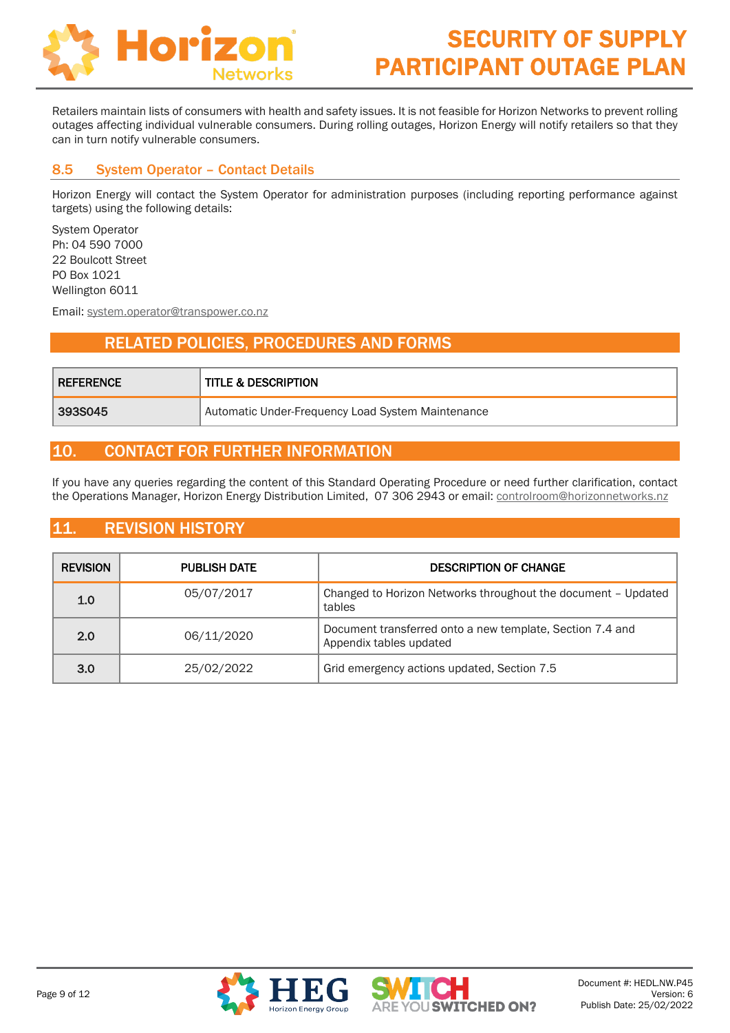Retailers maintain lists of consumers with health and safety issues. It is not feasible for Horizon Networks to prevent rolling outages affecting individual vulnerable consumers. During rolling outages, Horizon Energy will notify retailers so that they can in turn notify vulnerable consumers.

### 8.5 System Operator – Contact Details

Horizon Energy will contact the System Operator for administration purposes (including reporting performance against targets) using the following details:

System Operator
Ph: 04 590 7000
22 Boulcott Street
PO Box 1021
Wellington 6011

Email: system.operator@transpower.co.nz

## RELATED POLICIES, PROCEDURES AND FORMS

| REFERENCE | TITLE & DESCRIPTION |
|---|---|
| 393S045 | Automatic Under-Frequency Load System Maintenance |

## 10. CONTACT FOR FURTHER INFORMATION

If you have any queries regarding the content of this Standard Operating Procedure or need further clarification, contact the Operations Manager, Horizon Energy Distribution Limited, 07 306 2943 or email: controlroom@horizonnetworks.nz

## 11. REVISION HISTORY

| REVISION | PUBLISH DATE | DESCRIPTION OF CHANGE |
|---|---|---|
| 1.0 | 05/07/2017 | Changed to Horizon Networks throughout the document – Updated tables |
| 2.0 | 06/11/2020 | Document transferred onto a new template, Section 7.4 and Appendix tables updated |
| 3.0 | 25/02/2022 | Grid emergency actions updated, Section 7.5 |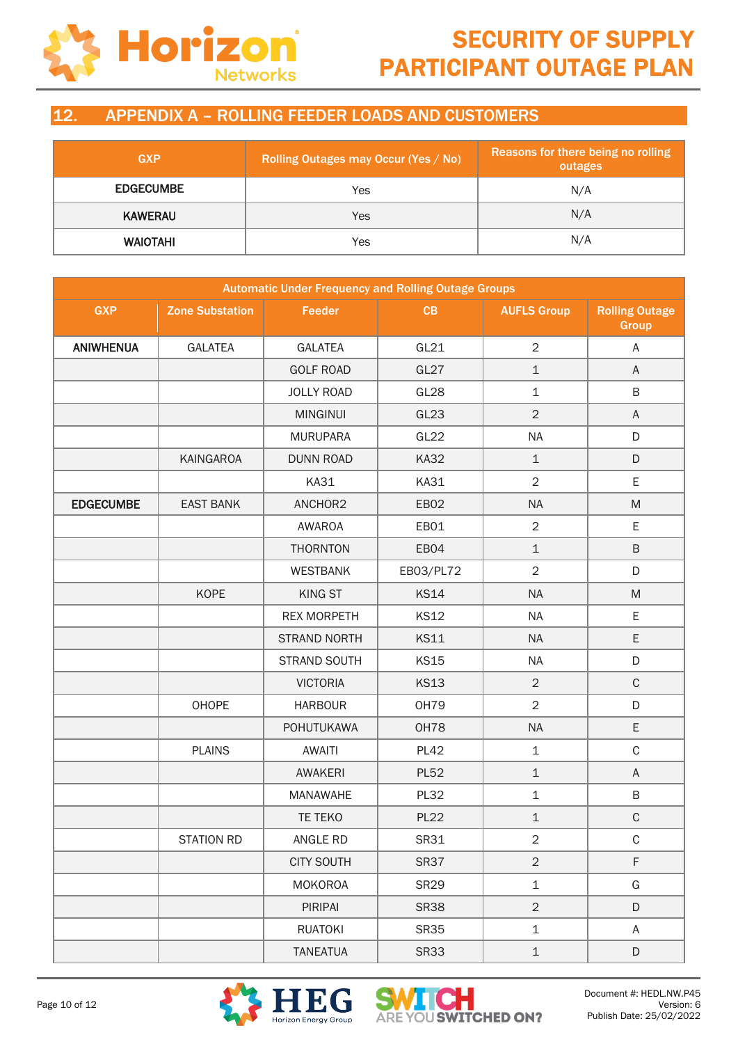## 12. APPENDIX A – ROLLING FEEDER LOADS AND CUSTOMERS

| GXP | Rolling Outages may Occur (Yes / No) | Reasons for there being no rolling outages |
|---|---|---|
| EDGECUMBE | Yes | N/A |
| KAWERAU | Yes | N/A |
| WAIOTAHI | Yes | N/A |

| Automatic Under Frequency and Rolling Outage Groups | | | | | |
|---|---|---|---|---|---|
| GXP | Zone Substation | Feeder | CB | AUFLS Group | Rolling Outage Group |
| ANIWHENUA | GALATEA | GALATEA | GL21 | 2 | A |
| | | GOLF ROAD | GL27 | 1 | A |
| | | JOLLY ROAD | GL28 | 1 | B |
| | | MINGINUI | GL23 | 2 | A |
| | | MURUPARA | GL22 | NA | D |
| | KAINGAROA | DUNN ROAD | KA32 | 1 | D |
| | | KA31 | KA31 | 2 | E |
| EDGECUMBE | EAST BANK | ANCHOR2 | EB02 | NA | M |
| | | AWAROA | EB01 | 2 | E |
| | | THORNTON | EB04 | 1 | B |
| | | WESTBANK | EB03/PL72 | 2 | D |
| | KOPE | KING ST | KS14 | NA | M |
| | | REX MORPETH | KS12 | NA | E |
| | | STRAND NORTH | KS11 | NA | E |
| | | STRAND SOUTH | KS15 | NA | D |
| | | VICTORIA | KS13 | 2 | C |
| | OHOPE | HARBOUR | OH79 | 2 | D |
| | | POHUTUKAWA | OH78 | NA | E |
| | PLAINS | AWAITI | PL42 | 1 | C |
| | | AWAKERI | PL52 | 1 | A |
| | | MANAWAHE | PL32 | 1 | B |
| | | TE TEKO | PL22 | 1 | C |
| | STATION RD | ANGLE RD | SR31 | 2 | C |
| | | CITY SOUTH | SR37 | 2 | F |
| | | MOKOROA | SR29 | 1 | G |
| | | PIRIPAI | SR38 | 2 | D |
| | | RUATOKI | SR35 | 1 | A |
| | | TANEATUA | SR33 | 1 | D |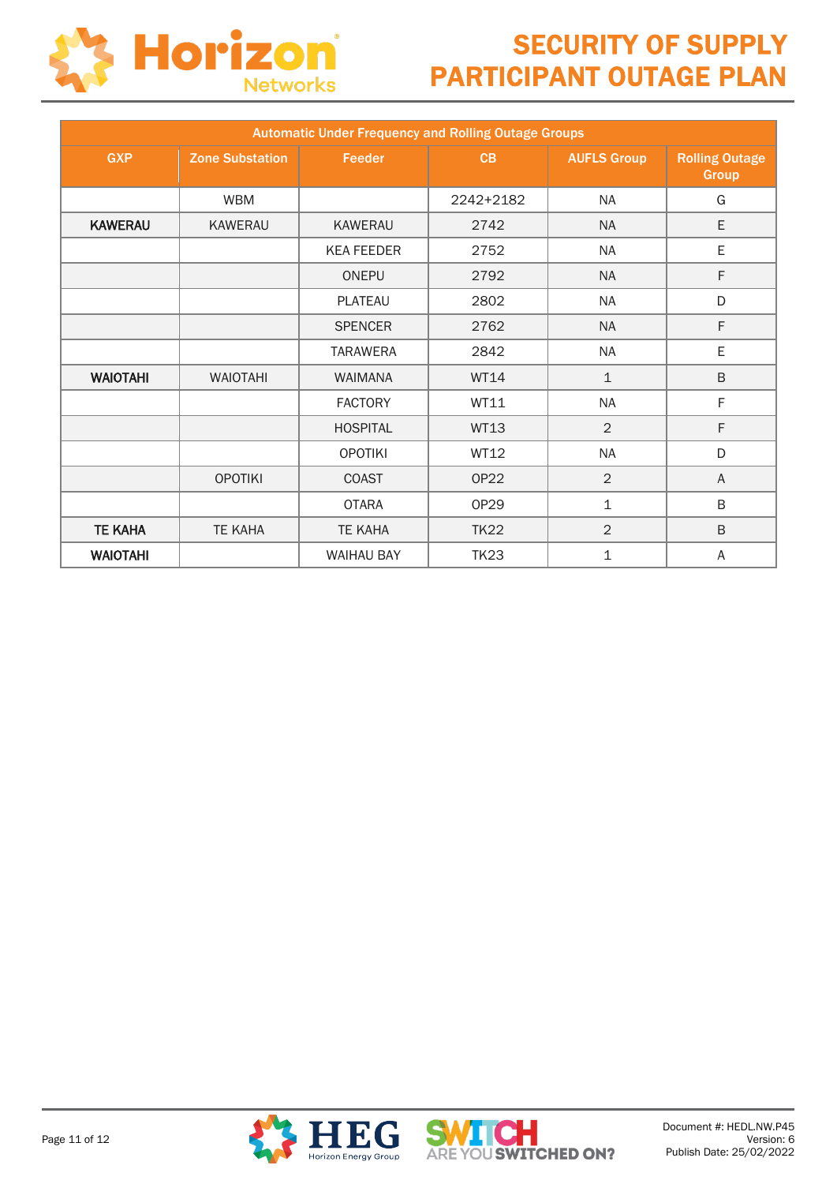| Automatic Under Frequency and Rolling Outage Groups | | | | | |
|---|---|---|---|---|---|
| **GXP** | **Zone Substation** | **Feeder** | **CB** | **AUFLS Group** | **Rolling Outage Group** |
| | WBM | | 2242+2182 | NA | G |
| **KAWERAU** | KAWERAU | KAWERAU | 2742 | NA | E |
| | | KEA FEEDER | 2752 | NA | E |
| | | ONEPU | 2792 | NA | F |
| | | PLATEAU | 2802 | NA | D |
| | | SPENCER | 2762 | NA | F |
| | | TARAWERA | 2842 | NA | E |
| **WAIOTAHI** | WAIOTAHI | WAIMANA | WT14 | 1 | B |
| | | FACTORY | WT11 | NA | F |
| | | HOSPITAL | WT13 | 2 | F |
| | | OPOTIKI | WT12 | NA | D |
| | OPOTIKI | COAST | OP22 | 2 | A |
| | | OTARA | OP29 | 1 | B |
| **TE KAHA** | TE KAHA | TE KAHA | TK22 | 2 | B |
| **WAIOTAHI** | | WAIHAU BAY | TK23 | 1 | A |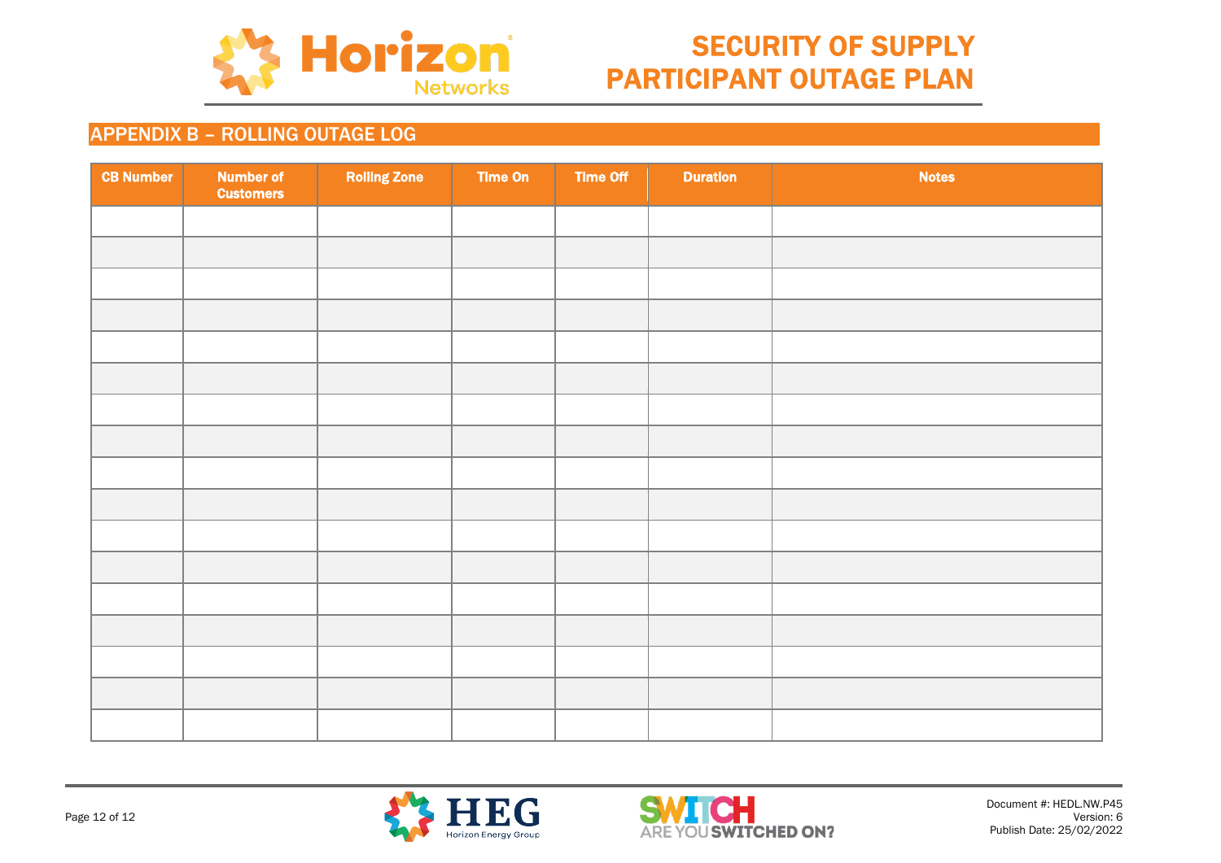## APPENDIX B – ROLLING OUTAGE LOG

| CB Number | Number of Customers | Rolling Zone | Time On | Time Off | Duration | Notes |
|---|---|---|---|---|---|---|
| | | | | | | |
| | | | | | | |
| | | | | | | |
| | | | | | | |
| | | | | | | |
| | | | | | | |
| | | | | | | |
| | | | | | | |
| | | | | | | |
| | | | | | | |
| | | | | | | |
| | | | | | | |
| | | | | | | |
| | | | | | | |
| | | | | | | |
| | | | | | | |
| | | | | | | |